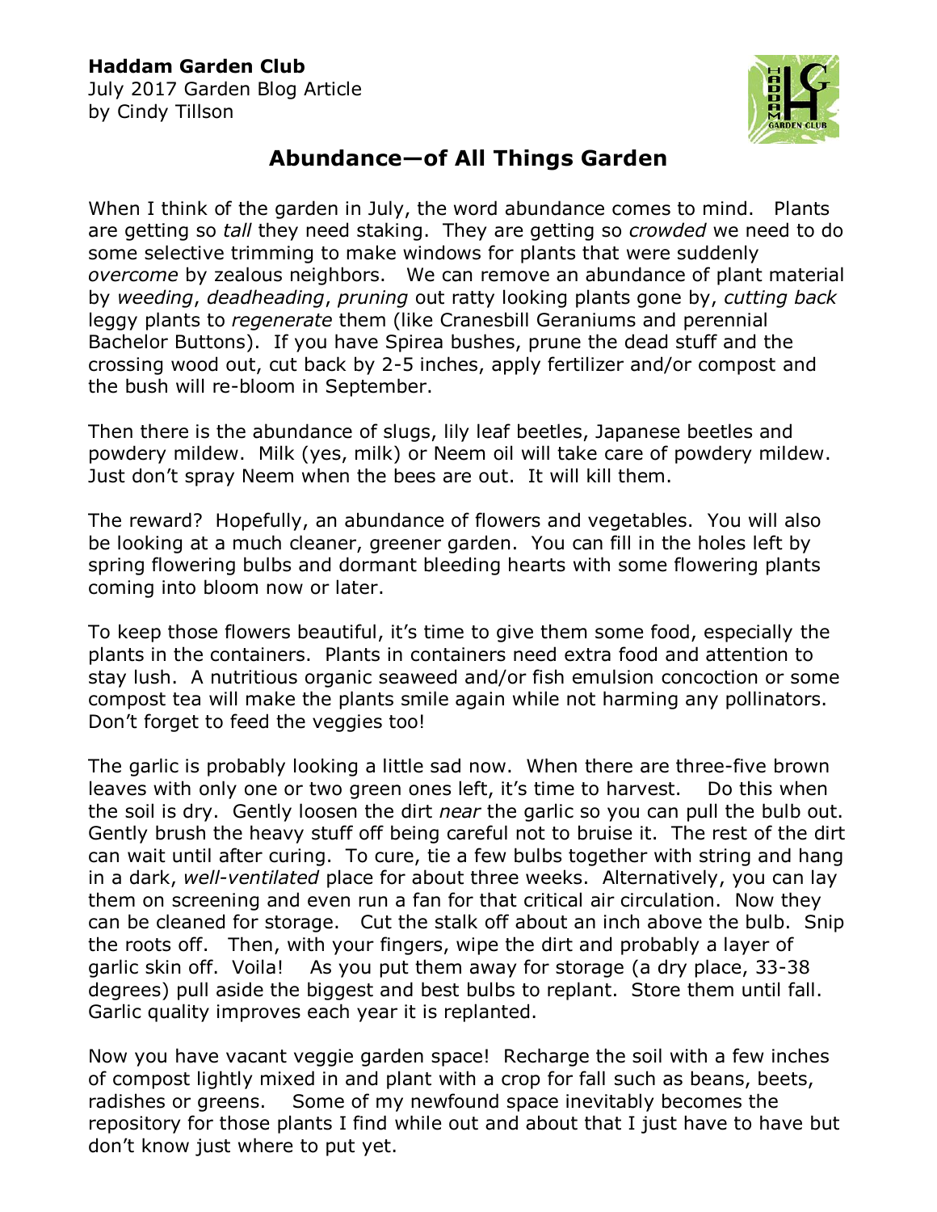**Haddam Garden Club**
July 2017 Garden Blog Article
by Cindy Tillson

# Abundance—of All Things Garden

When I think of the garden in July, the word abundance comes to mind. Plants are getting so *tall* they need staking. They are getting so *crowded* we need to do some selective trimming to make windows for plants that were suddenly *overcome* by zealous neighbors. We can remove an abundance of plant material by *weeding*, *deadheading*, *pruning* out ratty looking plants gone by, *cutting back* leggy plants to *regenerate* them (like Cranesbill Geraniums and perennial Bachelor Buttons). If you have Spirea bushes, prune the dead stuff and the crossing wood out, cut back by 2-5 inches, apply fertilizer and/or compost and the bush will re-bloom in September.

Then there is the abundance of slugs, lily leaf beetles, Japanese beetles and powdery mildew. Milk (yes, milk) or Neem oil will take care of powdery mildew. Just don't spray Neem when the bees are out. It will kill them.

The reward? Hopefully, an abundance of flowers and vegetables. You will also be looking at a much cleaner, greener garden. You can fill in the holes left by spring flowering bulbs and dormant bleeding hearts with some flowering plants coming into bloom now or later.

To keep those flowers beautiful, it's time to give them some food, especially the plants in the containers. Plants in containers need extra food and attention to stay lush. A nutritious organic seaweed and/or fish emulsion concoction or some compost tea will make the plants smile again while not harming any pollinators. Don't forget to feed the veggies too!

The garlic is probably looking a little sad now. When there are three-five brown leaves with only one or two green ones left, it's time to harvest. Do this when the soil is dry. Gently loosen the dirt *near* the garlic so you can pull the bulb out. Gently brush the heavy stuff off being careful not to bruise it. The rest of the dirt can wait until after curing. To cure, tie a few bulbs together with string and hang in a dark, *well-ventilated* place for about three weeks. Alternatively, you can lay them on screening and even run a fan for that critical air circulation. Now they can be cleaned for storage. Cut the stalk off about an inch above the bulb. Snip the roots off. Then, with your fingers, wipe the dirt and probably a layer of garlic skin off. Voila! As you put them away for storage (a dry place, 33-38 degrees) pull aside the biggest and best bulbs to replant. Store them until fall. Garlic quality improves each year it is replanted.

Now you have vacant veggie garden space! Recharge the soil with a few inches of compost lightly mixed in and plant with a crop for fall such as beans, beets, radishes or greens. Some of my newfound space inevitably becomes the repository for those plants I find while out and about that I just have to have but don't know just where to put yet.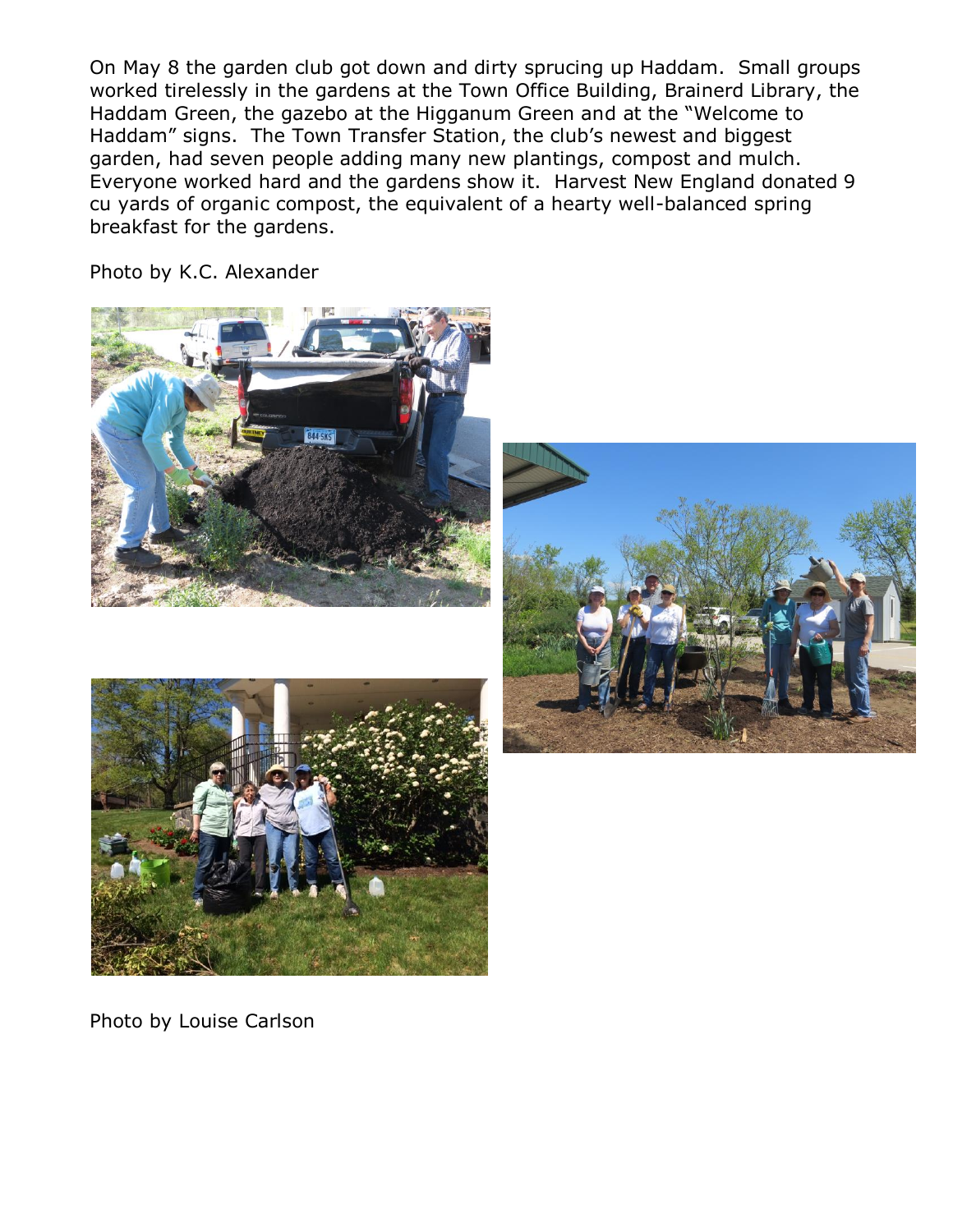On May 8 the garden club got down and dirty sprucing up Haddam. Small groups worked tirelessly in the gardens at the Town Office Building, Brainerd Library, the Haddam Green, the gazebo at the Higganum Green and at the "Welcome to Haddam" signs. The Town Transfer Station, the club's newest and biggest garden, had seven people adding many new plantings, compost and mulch. Everyone worked hard and the gardens show it. Harvest New England donated 9 cu yards of organic compost, the equivalent of a hearty well-balanced spring breakfast for the gardens.

Photo by K.C. Alexander

Photo by Louise Carlson